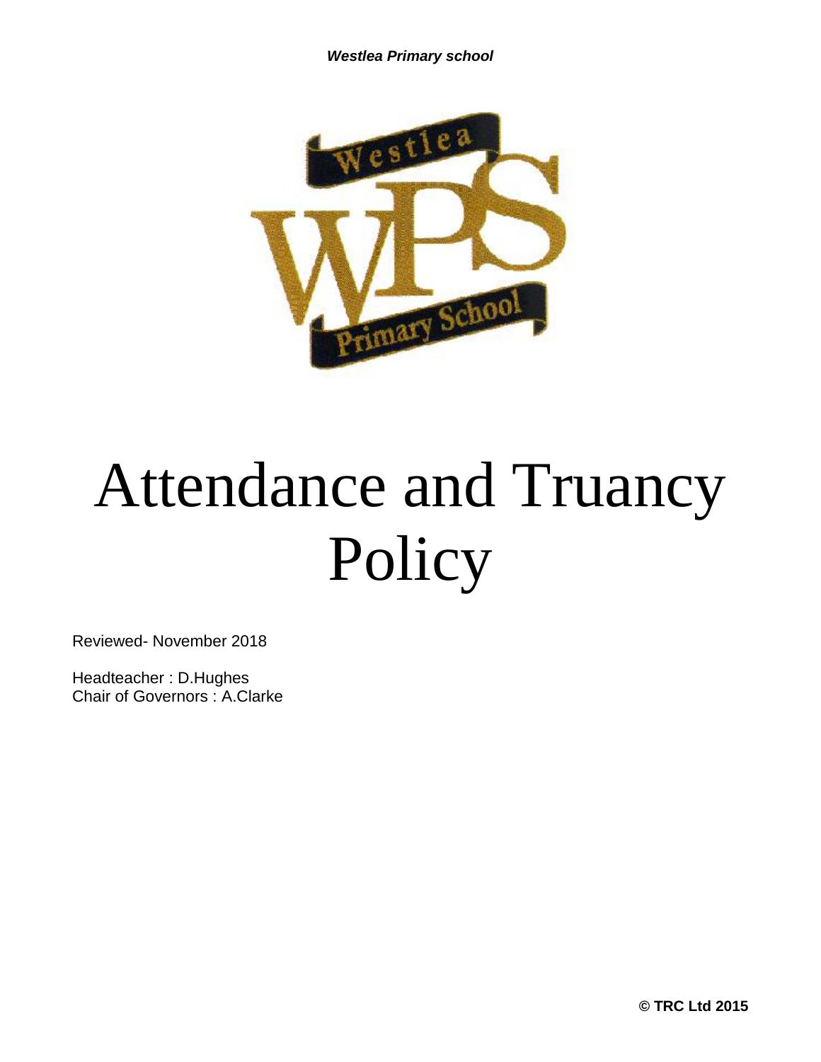***Westlea Primary school***

# Attendance and Truancy Policy

Reviewed- November 2018

Headteacher : D.Hughes
Chair of Governors : A.Clarke

**© TRC Ltd 2015**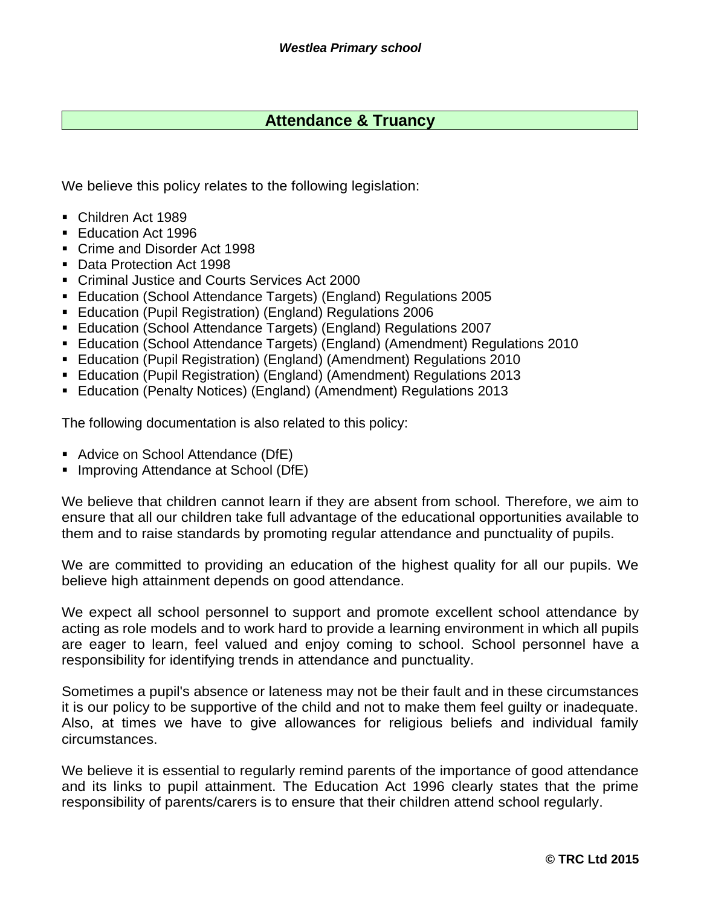## Attendance & Truancy

We believe this policy relates to the following legislation:

- Children Act 1989
- Education Act 1996
- Crime and Disorder Act 1998
- Data Protection Act 1998
- Criminal Justice and Courts Services Act 2000
- Education (School Attendance Targets) (England) Regulations 2005
- Education (Pupil Registration) (England) Regulations 2006
- Education (School Attendance Targets) (England) Regulations 2007
- Education (School Attendance Targets) (England) (Amendment) Regulations 2010
- Education (Pupil Registration) (England) (Amendment) Regulations 2010
- Education (Pupil Registration) (England) (Amendment) Regulations 2013
- Education (Penalty Notices) (England) (Amendment) Regulations 2013

The following documentation is also related to this policy:

- Advice on School Attendance (DfE)
- Improving Attendance at School (DfE)

We believe that children cannot learn if they are absent from school. Therefore, we aim to ensure that all our children take full advantage of the educational opportunities available to them and to raise standards by promoting regular attendance and punctuality of pupils.

We are committed to providing an education of the highest quality for all our pupils. We believe high attainment depends on good attendance.

We expect all school personnel to support and promote excellent school attendance by acting as role models and to work hard to provide a learning environment in which all pupils are eager to learn, feel valued and enjoy coming to school. School personnel have a responsibility for identifying trends in attendance and punctuality.

Sometimes a pupil's absence or lateness may not be their fault and in these circumstances it is our policy to be supportive of the child and not to make them feel guilty or inadequate. Also, at times we have to give allowances for religious beliefs and individual family circumstances.

We believe it is essential to regularly remind parents of the importance of good attendance and its links to pupil attainment. The Education Act 1996 clearly states that the prime responsibility of parents/carers is to ensure that their children attend school regularly.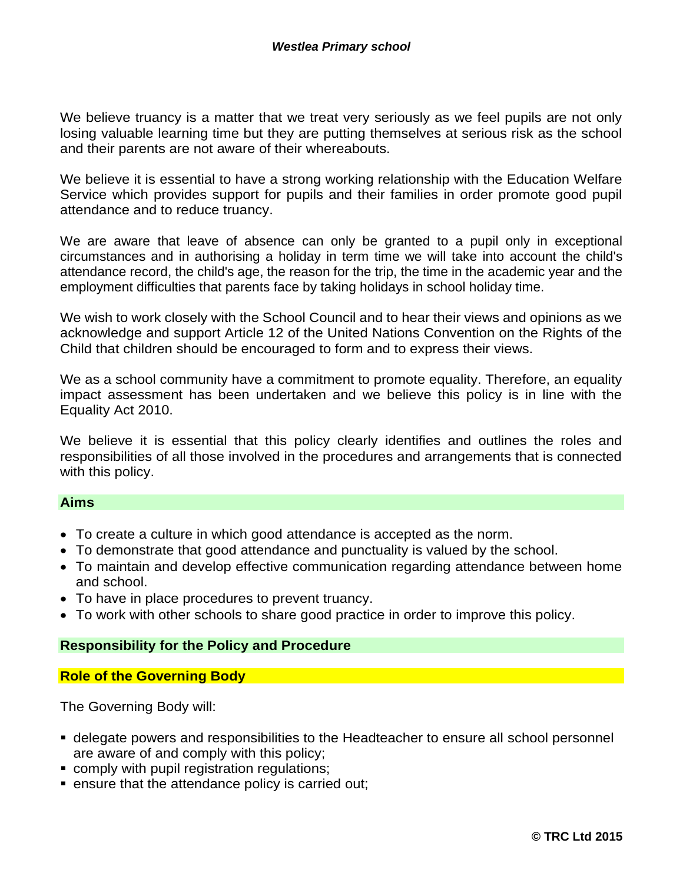We believe truancy is a matter that we treat very seriously as we feel pupils are not only losing valuable learning time but they are putting themselves at serious risk as the school and their parents are not aware of their whereabouts.

We believe it is essential to have a strong working relationship with the Education Welfare Service which provides support for pupils and their families in order promote good pupil attendance and to reduce truancy.

We are aware that leave of absence can only be granted to a pupil only in exceptional circumstances and in authorising a holiday in term time we will take into account the child's attendance record, the child's age, the reason for the trip, the time in the academic year and the employment difficulties that parents face by taking holidays in school holiday time.

We wish to work closely with the School Council and to hear their views and opinions as we acknowledge and support Article 12 of the United Nations Convention on the Rights of the Child that children should be encouraged to form and to express their views.

We as a school community have a commitment to promote equality. Therefore, an equality impact assessment has been undertaken and we believe this policy is in line with the Equality Act 2010.

We believe it is essential that this policy clearly identifies and outlines the roles and responsibilities of all those involved in the procedures and arrangements that is connected with this policy.

## Aims

- To create a culture in which good attendance is accepted as the norm.
- To demonstrate that good attendance and punctuality is valued by the school.
- To maintain and develop effective communication regarding attendance between home and school.
- To have in place procedures to prevent truancy.
- To work with other schools to share good practice in order to improve this policy.

## Responsibility for the Policy and Procedure

### Role of the Governing Body

The Governing Body will:

- delegate powers and responsibilities to the Headteacher to ensure all school personnel are aware of and comply with this policy;
- comply with pupil registration regulations;
- ensure that the attendance policy is carried out;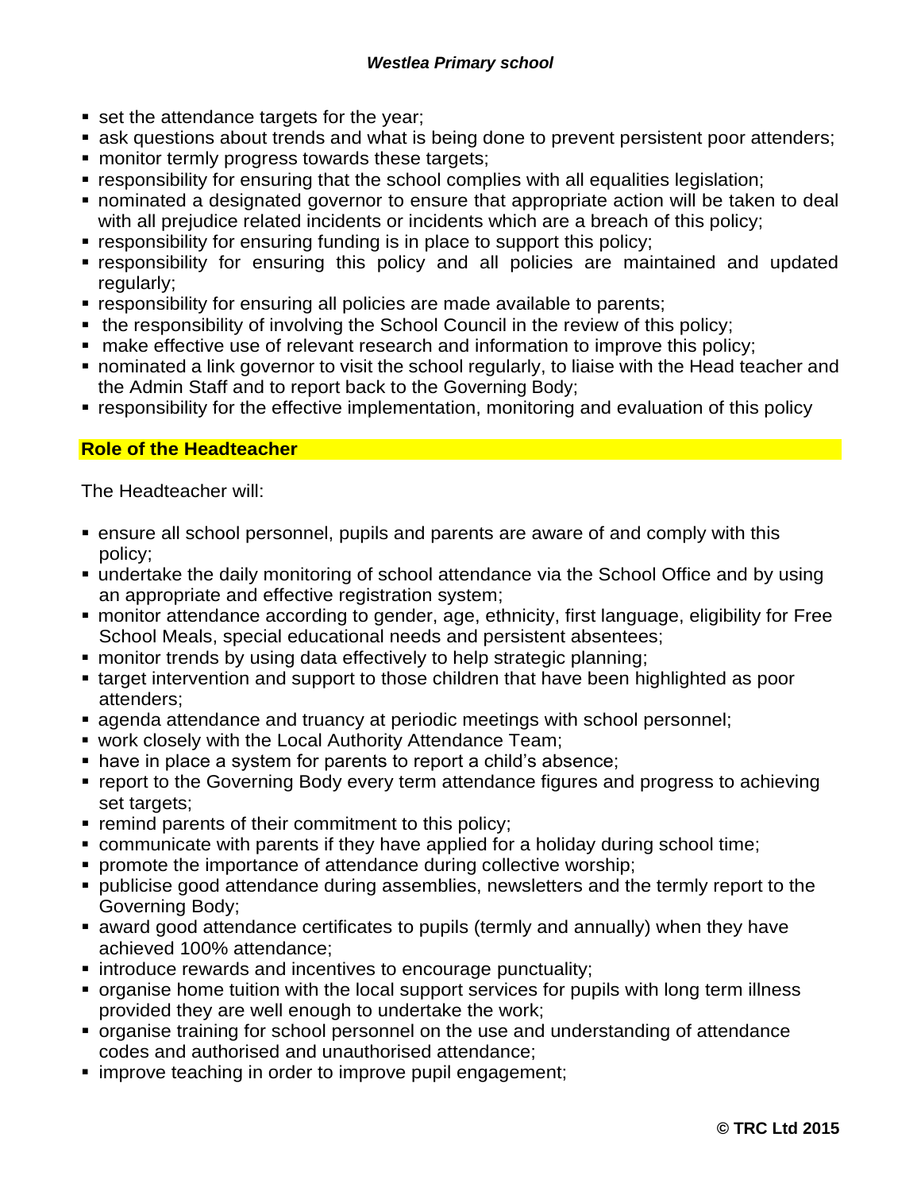- set the attendance targets for the year;
- ask questions about trends and what is being done to prevent persistent poor attenders;
- monitor termly progress towards these targets;
- responsibility for ensuring that the school complies with all equalities legislation;
- nominated a designated governor to ensure that appropriate action will be taken to deal with all prejudice related incidents or incidents which are a breach of this policy;
- responsibility for ensuring funding is in place to support this policy;
- responsibility for ensuring this policy and all policies are maintained and updated regularly;
- responsibility for ensuring all policies are made available to parents;
- the responsibility of involving the School Council in the review of this policy;
- make effective use of relevant research and information to improve this policy;
- nominated a link governor to visit the school regularly, to liaise with the Head teacher and the Admin Staff and to report back to the Governing Body;
- responsibility for the effective implementation, monitoring and evaluation of this policy

## Role of the Headteacher

The Headteacher will:

- ensure all school personnel, pupils and parents are aware of and comply with this policy;
- undertake the daily monitoring of school attendance via the School Office and by using an appropriate and effective registration system;
- monitor attendance according to gender, age, ethnicity, first language, eligibility for Free School Meals, special educational needs and persistent absentees;
- monitor trends by using data effectively to help strategic planning;
- target intervention and support to those children that have been highlighted as poor attenders;
- agenda attendance and truancy at periodic meetings with school personnel;
- work closely with the Local Authority Attendance Team;
- have in place a system for parents to report a child's absence;
- report to the Governing Body every term attendance figures and progress to achieving set targets;
- remind parents of their commitment to this policy;
- communicate with parents if they have applied for a holiday during school time;
- promote the importance of attendance during collective worship;
- publicise good attendance during assemblies, newsletters and the termly report to the Governing Body;
- award good attendance certificates to pupils (termly and annually) when they have achieved 100% attendance;
- introduce rewards and incentives to encourage punctuality;
- organise home tuition with the local support services for pupils with long term illness provided they are well enough to undertake the work;
- organise training for school personnel on the use and understanding of attendance codes and authorised and unauthorised attendance;
- improve teaching in order to improve pupil engagement;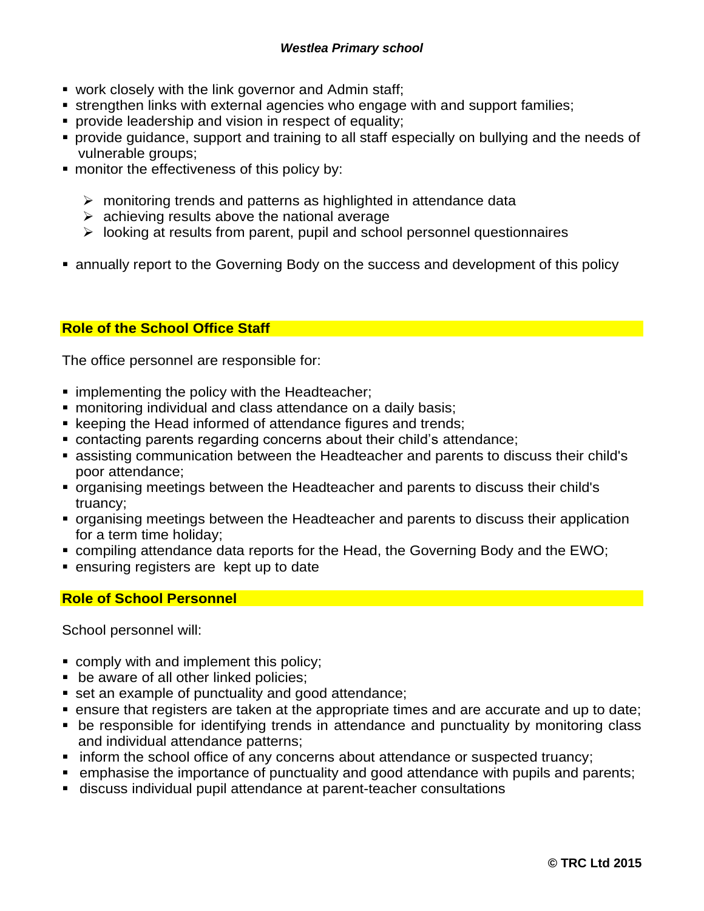- work closely with the link governor and Admin staff;
- strengthen links with external agencies who engage with and support families;
- provide leadership and vision in respect of equality;
- provide guidance, support and training to all staff especially on bullying and the needs of vulnerable groups;
- monitor the effectiveness of this policy by:
  - monitoring trends and patterns as highlighted in attendance data
  - achieving results above the national average
  - looking at results from parent, pupil and school personnel questionnaires
- annually report to the Governing Body on the success and development of this policy

## Role of the School Office Staff

The office personnel are responsible for:

- implementing the policy with the Headteacher;
- monitoring individual and class attendance on a daily basis;
- keeping the Head informed of attendance figures and trends;
- contacting parents regarding concerns about their child's attendance;
- assisting communication between the Headteacher and parents to discuss their child's poor attendance;
- organising meetings between the Headteacher and parents to discuss their child's truancy;
- organising meetings between the Headteacher and parents to discuss their application for a term time holiday;
- compiling attendance data reports for the Head, the Governing Body and the EWO;
- ensuring registers are kept up to date

## Role of School Personnel

School personnel will:

- comply with and implement this policy;
- be aware of all other linked policies;
- set an example of punctuality and good attendance;
- ensure that registers are taken at the appropriate times and are accurate and up to date;
- be responsible for identifying trends in attendance and punctuality by monitoring class and individual attendance patterns;
- inform the school office of any concerns about attendance or suspected truancy;
- emphasise the importance of punctuality and good attendance with pupils and parents;
- discuss individual pupil attendance at parent-teacher consultations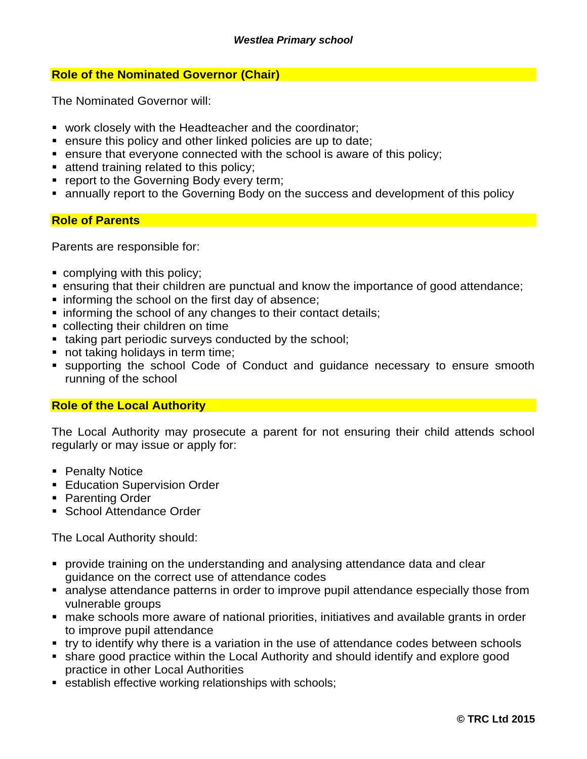## Role of the Nominated Governor (Chair)

The Nominated Governor will:

- work closely with the Headteacher and the coordinator;
- ensure this policy and other linked policies are up to date;
- ensure that everyone connected with the school is aware of this policy;
- attend training related to this policy;
- report to the Governing Body every term;
- annually report to the Governing Body on the success and development of this policy

## Role of Parents

Parents are responsible for:

- complying with this policy;
- ensuring that their children are punctual and know the importance of good attendance;
- informing the school on the first day of absence;
- informing the school of any changes to their contact details;
- collecting their children on time
- taking part periodic surveys conducted by the school;
- not taking holidays in term time;
- supporting the school Code of Conduct and guidance necessary to ensure smooth running of the school

## Role of the Local Authority

The Local Authority may prosecute a parent for not ensuring their child attends school regularly or may issue or apply for:

- Penalty Notice
- Education Supervision Order
- Parenting Order
- School Attendance Order

The Local Authority should:

- provide training on the understanding and analysing attendance data and clear guidance on the correct use of attendance codes
- analyse attendance patterns in order to improve pupil attendance especially those from vulnerable groups
- make schools more aware of national priorities, initiatives and available grants in order to improve pupil attendance
- try to identify why there is a variation in the use of attendance codes between schools
- share good practice within the Local Authority and should identify and explore good practice in other Local Authorities
- establish effective working relationships with schools;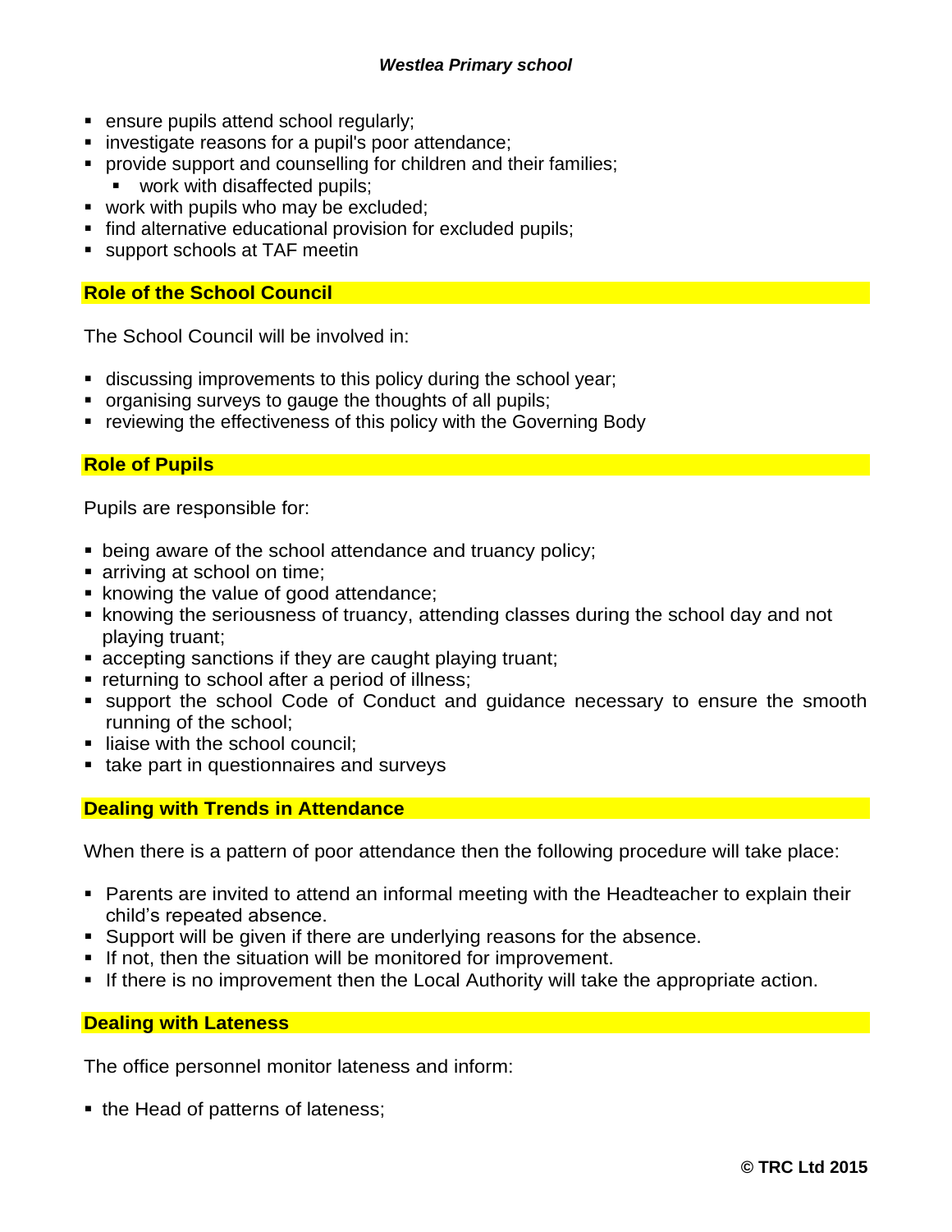- ensure pupils attend school regularly;
- investigate reasons for a pupil's poor attendance;
- provide support and counselling for children and their families;
  - work with disaffected pupils;
- work with pupils who may be excluded;
- find alternative educational provision for excluded pupils;
- support schools at TAF meetin

## Role of the School Council

The School Council will be involved in:

- discussing improvements to this policy during the school year;
- organising surveys to gauge the thoughts of all pupils;
- reviewing the effectiveness of this policy with the Governing Body

## Role of Pupils

Pupils are responsible for:

- being aware of the school attendance and truancy policy;
- arriving at school on time;
- knowing the value of good attendance;
- knowing the seriousness of truancy, attending classes during the school day and not playing truant;
- accepting sanctions if they are caught playing truant;
- returning to school after a period of illness;
- support the school Code of Conduct and guidance necessary to ensure the smooth running of the school;
- liaise with the school council;
- take part in questionnaires and surveys

## Dealing with Trends in Attendance

When there is a pattern of poor attendance then the following procedure will take place:

- Parents are invited to attend an informal meeting with the Headteacher to explain their child's repeated absence.
- Support will be given if there are underlying reasons for the absence.
- If not, then the situation will be monitored for improvement.
- If there is no improvement then the Local Authority will take the appropriate action.

## Dealing with Lateness

The office personnel monitor lateness and inform:

- the Head of patterns of lateness;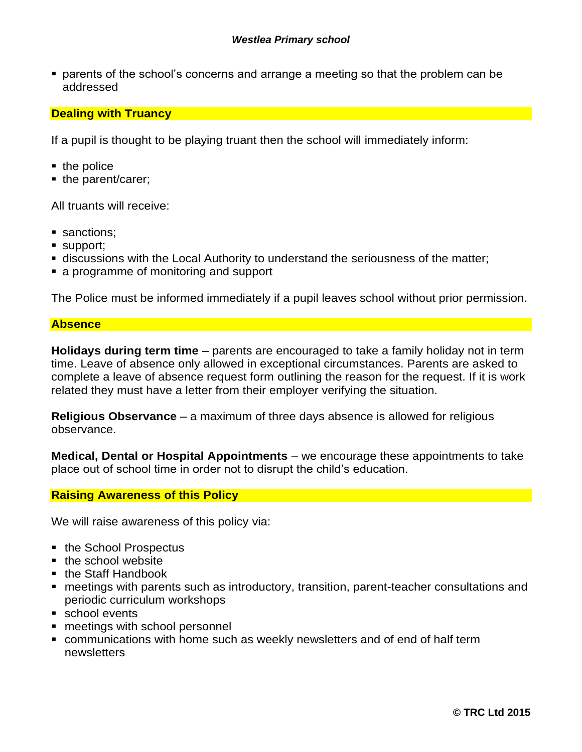- parents of the school's concerns and arrange a meeting so that the problem can be addressed

## Dealing with Truancy

If a pupil is thought to be playing truant then the school will immediately inform:

- the police
- the parent/carer;

All truants will receive:

- sanctions;
- support;
- discussions with the Local Authority to understand the seriousness of the matter;
- a programme of monitoring and support

The Police must be informed immediately if a pupil leaves school without prior permission.

## Absence

**Holidays during term time** – parents are encouraged to take a family holiday not in term time. Leave of absence only allowed in exceptional circumstances. Parents are asked to complete a leave of absence request form outlining the reason for the request. If it is work related they must have a letter from their employer verifying the situation.

**Religious Observance** – a maximum of three days absence is allowed for religious observance.

**Medical, Dental or Hospital Appointments** – we encourage these appointments to take place out of school time in order not to disrupt the child's education.

## Raising Awareness of this Policy

We will raise awareness of this policy via:

- the School Prospectus
- the school website
- the Staff Handbook
- meetings with parents such as introductory, transition, parent-teacher consultations and periodic curriculum workshops
- school events
- meetings with school personnel
- communications with home such as weekly newsletters and of end of half term newsletters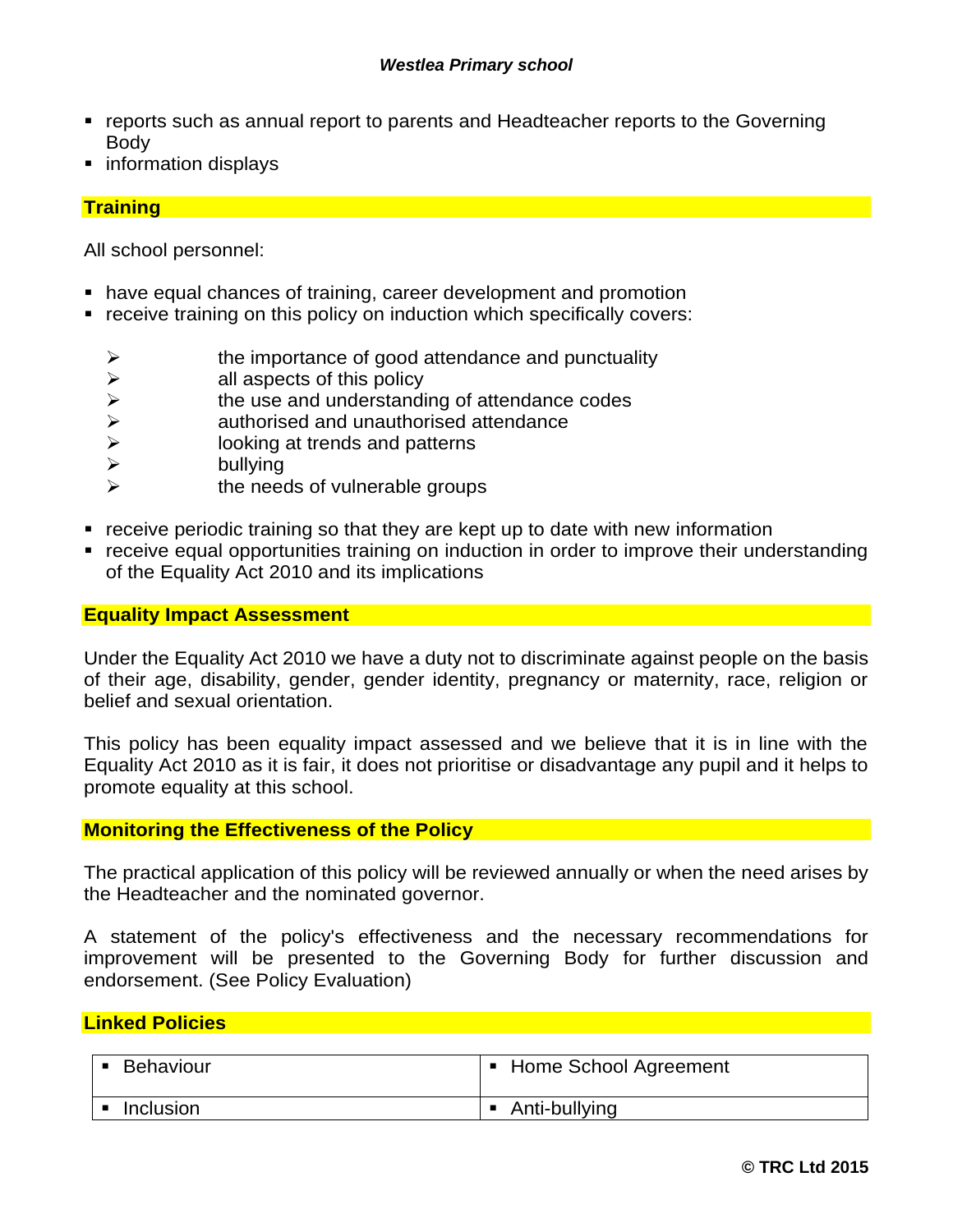- reports such as annual report to parents and Headteacher reports to the Governing Body
- information displays

## Training

All school personnel:

- have equal chances of training, career development and promotion
- receive training on this policy on induction which specifically covers:
    - the importance of good attendance and punctuality
    - all aspects of this policy
    - the use and understanding of attendance codes
    - authorised and unauthorised attendance
    - looking at trends and patterns
    - bullying
    - the needs of vulnerable groups
- receive periodic training so that they are kept up to date with new information
- receive equal opportunities training on induction in order to improve their understanding of the Equality Act 2010 and its implications

## Equality Impact Assessment

Under the Equality Act 2010 we have a duty not to discriminate against people on the basis of their age, disability, gender, gender identity, pregnancy or maternity, race, religion or belief and sexual orientation.

This policy has been equality impact assessed and we believe that it is in line with the Equality Act 2010 as it is fair, it does not prioritise or disadvantage any pupil and it helps to promote equality at this school.

## Monitoring the Effectiveness of the Policy

The practical application of this policy will be reviewed annually or when the need arises by the Headteacher and the nominated governor.

A statement of the policy's effectiveness and the necessary recommendations for improvement will be presented to the Governing Body for further discussion and endorsement. (See Policy Evaluation)

## Linked Policies

| | |
|---|---|
| ▪ Behaviour | ▪ Home School Agreement |
| ▪ Inclusion | ▪ Anti-bullying |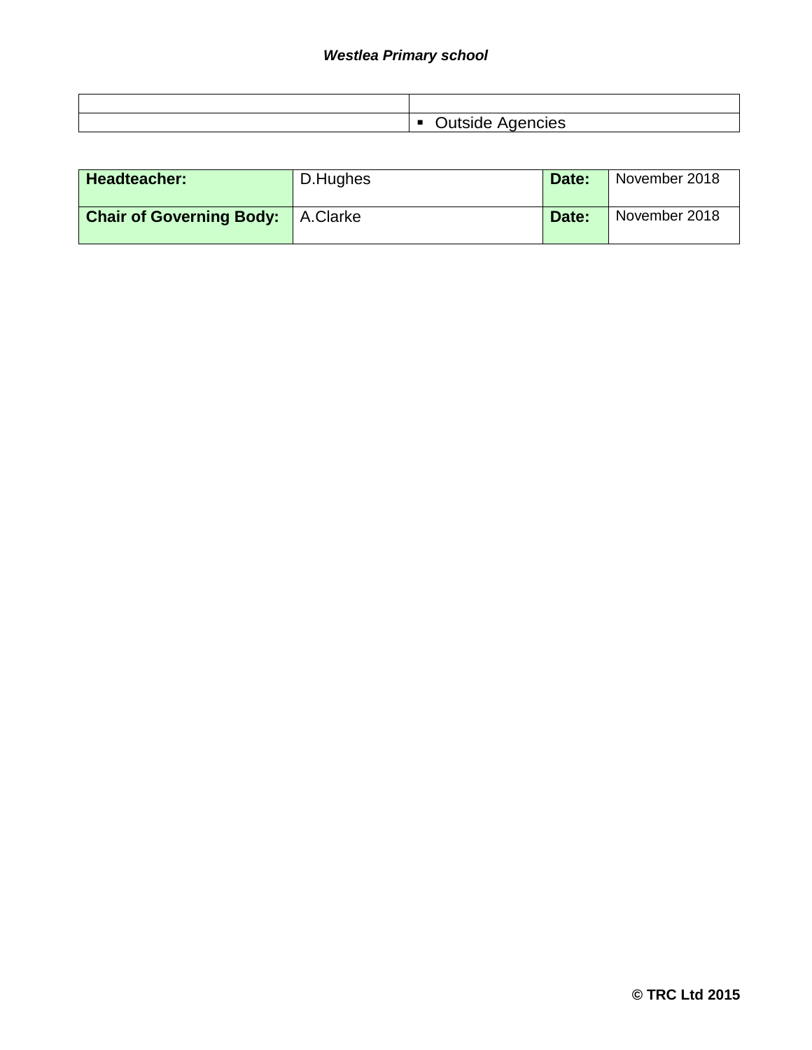| | |
|---|---|
| | ▪ Outside Agencies |

| **Headteacher:** | D.Hughes | **Date:** | November 2018 |
|---|---|---|---|
| **Chair of Governing Body:** | A.Clarke | **Date:** | November 2018 |

**© TRC Ltd 2015**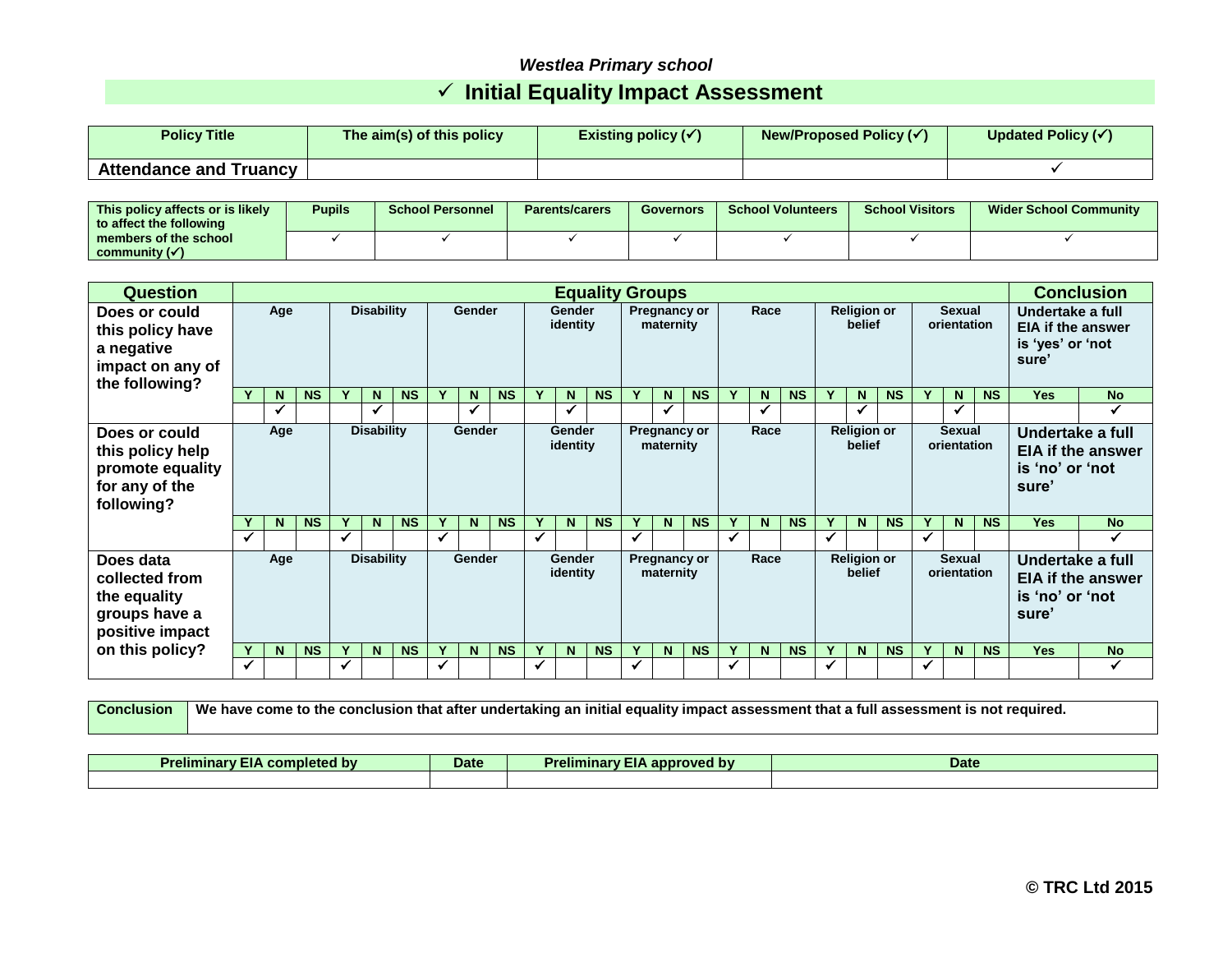*Westlea Primary school*

# ✓ Initial Equality Impact Assessment

| Policy Title | The aim(s) of this policy | Existing policy (✓) | New/Proposed Policy (✓) | Updated Policy (✓) |
|---|---|---|---|---|
| **Attendance and Truancy** | | | | ✓ |

| This policy affects or is likely to affect the following members of the school community (✓) | Pupils | School Personnel | Parents/carers | Governors | School Volunteers | School Visitors | Wider School Community |
|---|---|---|---|---|---|---|---|
| | ✓ | ✓ | ✓ | ✓ | ✓ | ✓ | ✓ |

| Question | Equality Groups | | | | | | | | | | | | | | | | | | | | | | | | Conclusion | |
|---|---|---|---|---|---|---|---|---|---|---|---|---|---|---|---|---|---|---|---|---|---|---|---|---|---|---|
| Does or could this policy have a negative impact on any of the following? | Age | | | Disability | | | Gender | | | Gender identity | | | Pregnancy or maternity | | | Race | | | Religion or belief | | | Sexual orientation | | | Undertake a full EIA if the answer is 'yes' or 'not sure' | |
| | Y | N | NS | Y | N | NS | Y | N | NS | Y | N | NS | Y | N | NS | Y | N | NS | Y | N | NS | Y | N | NS | Yes | No |
| | | ✓ | | | ✓ | | | ✓ | | | ✓ | | | ✓ | | | ✓ | | | ✓ | | | ✓ | | | ✓ |
| Does or could this policy help promote equality for any of the following? | Age | | | Disability | | | Gender | | | Gender identity | | | Pregnancy or maternity | | | Race | | | Religion or belief | | | Sexual orientation | | | Undertake a full EIA if the answer is 'no' or 'not sure' | |
| | Y | N | NS | Y | N | NS | Y | N | NS | Y | N | NS | Y | N | NS | Y | N | NS | Y | N | NS | Y | N | NS | Yes | No |
| | ✓ | | | ✓ | | | ✓ | | | ✓ | | | ✓ | | | ✓ | | | ✓ | | | ✓ | | | | ✓ |
| Does data collected from the equality groups have a positive impact on this policy? | Age | | | Disability | | | Gender | | | Gender identity | | | Pregnancy or maternity | | | Race | | | Religion or belief | | | Sexual orientation | | | Undertake a full EIA if the answer is 'no' or 'not sure' | |
| | Y | N | NS | Y | N | NS | Y | N | NS | Y | N | NS | Y | N | NS | Y | N | NS | Y | N | NS | Y | N | NS | Yes | No |
| | ✓ | | | ✓ | | | ✓ | | | ✓ | | | ✓ | | | ✓ | | | ✓ | | | ✓ | | | | ✓ |

| Conclusion | We have come to the conclusion that after undertaking an initial equality impact assessment that a full assessment is not required. |
|---|---|

| Preliminary EIA completed by | Date | Preliminary EIA approved by | Date |
|---|---|---|---|
| | | | |

**© TRC Ltd 2015**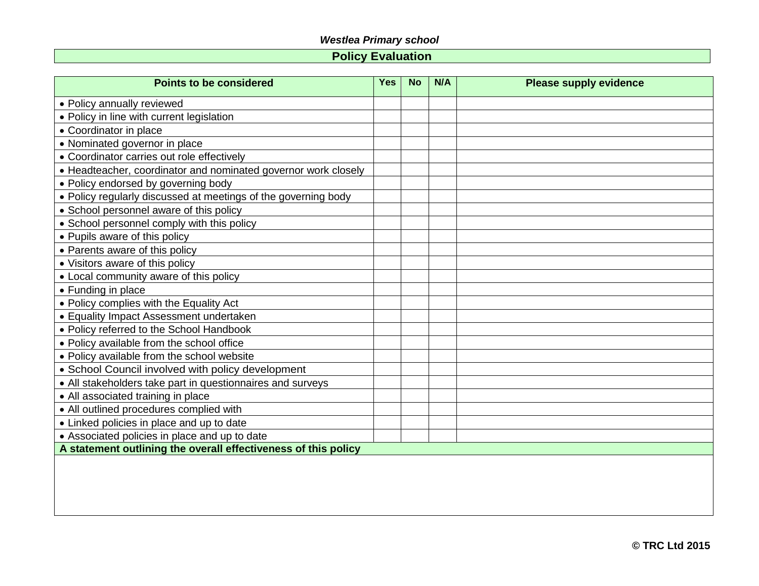*Westlea Primary school*

## Policy Evaluation

| Points to be considered | Yes | No | N/A | Please supply evidence |
|---|---|---|---|---|
| • Policy annually reviewed | | | | |
| • Policy in line with current legislation | | | | |
| • Coordinator in place | | | | |
| • Nominated governor in place | | | | |
| • Coordinator carries out role effectively | | | | |
| • Headteacher, coordinator and nominated governor work closely | | | | |
| • Policy endorsed by governing body | | | | |
| • Policy regularly discussed at meetings of the governing body | | | | |
| • School personnel aware of this policy | | | | |
| • School personnel comply with this policy | | | | |
| • Pupils aware of this policy | | | | |
| • Parents aware of this policy | | | | |
| • Visitors aware of this policy | | | | |
| • Local community aware of this policy | | | | |
| • Funding in place | | | | |
| • Policy complies with the Equality Act | | | | |
| • Equality Impact Assessment undertaken | | | | |
| • Policy referred to the School Handbook | | | | |
| • Policy available from the school office | | | | |
| • Policy available from the school website | | | | |
| • School Council involved with policy development | | | | |
| • All stakeholders take part in questionnaires and surveys | | | | |
| • All associated training in place | | | | |
| • All outlined procedures complied with | | | | |
| • Linked policies in place and up to date | | | | |
| • Associated policies in place and up to date | | | | |
| **A statement outlining the overall effectiveness of this policy** | | | | |
| | | | | |

**© TRC Ltd 2015**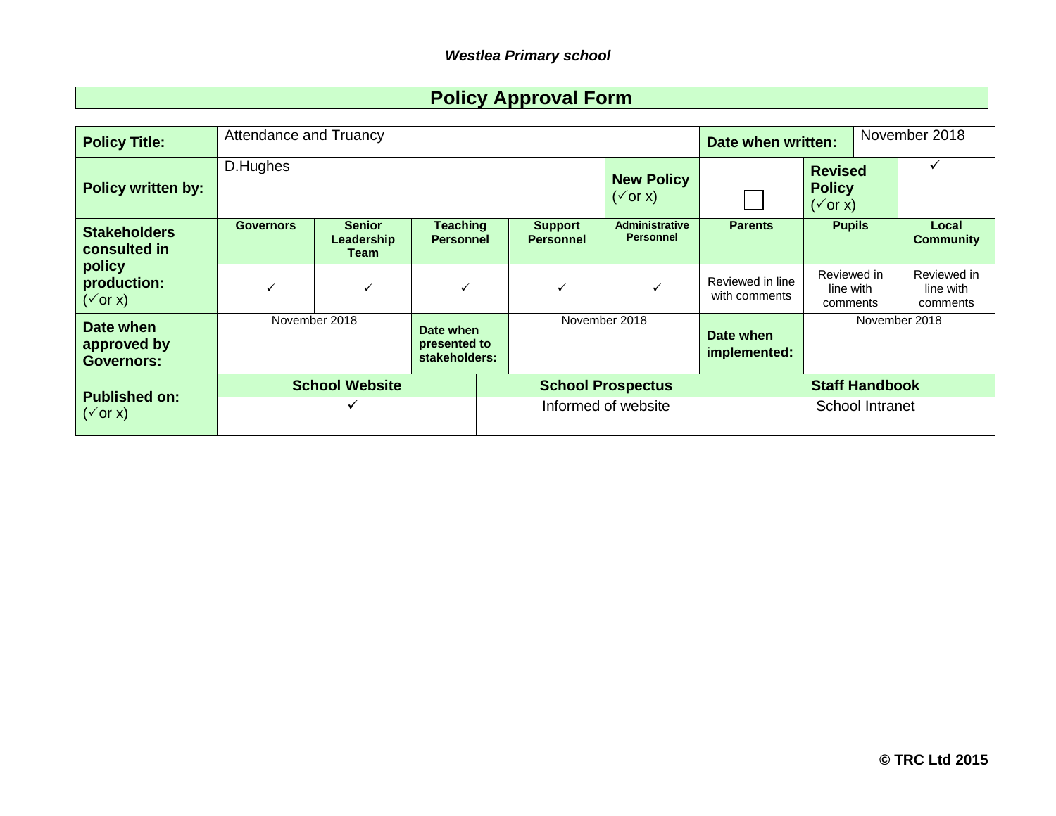*Westlea Primary school*

# Policy Approval Form

| | | | | | | | | |
|---|---|---|---|---|---|---|---|---|
| **Policy Title:** | Attendance and Truancy | | | | | | **Date when written:** | November 2018 |
| **Policy written by:** | D.Hughes | | | | **New Policy** (✓or x) | | **Revised Policy** (✓or x) | ✓ |
| **Stakeholders consulted in policy production:** (✓or x) | **Governors** | **Senior Leadership Team** | **Teaching Personnel** | **Support Personnel** | **Administrative Personnel** | **Parents** | **Pupils** | **Local Community** |
| | ✓ | ✓ | ✓ | ✓ | ✓ | Reviewed in line with comments | Reviewed in line with comments | Reviewed in line with comments |
| **Date when approved by Governors:** | November 2018 | | **Date when presented to stakeholders:** | November 2018 | | **Date when implemented:** | November 2018 | |

| **Published on:** (✓or x) | **School Website** | **School Prospectus** | **Staff Handbook** |
|---|---|---|---|
| | ✓ | Informed of website | School Intranet |

**© TRC Ltd 2015**